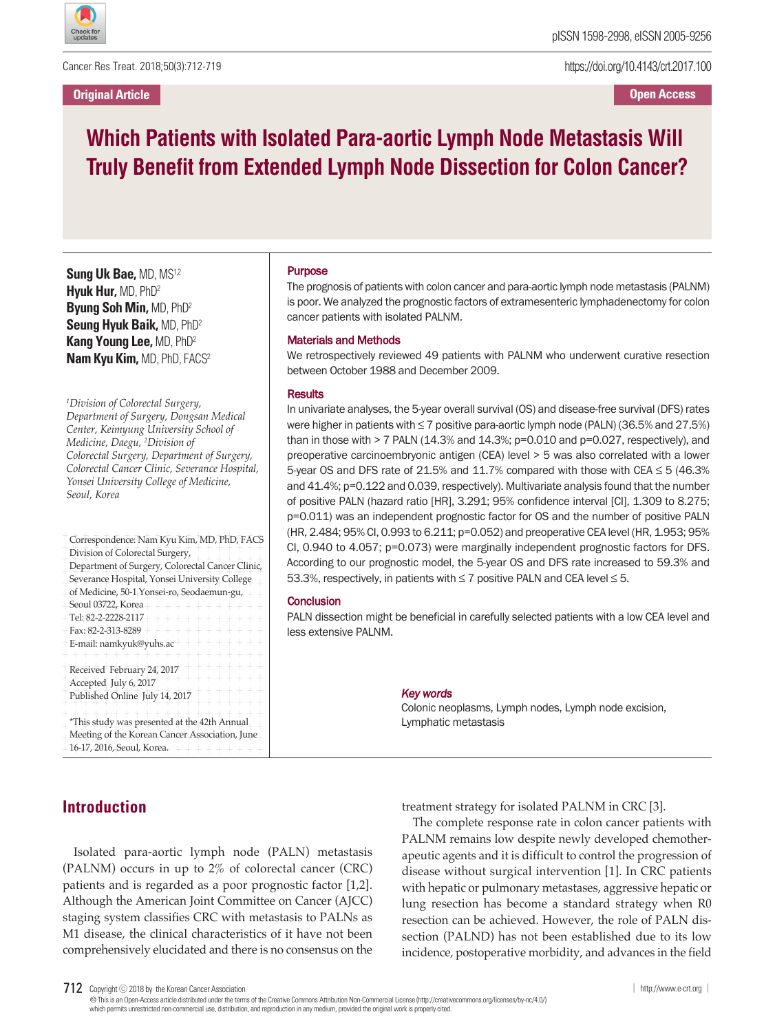Original Article

Open Access

# Which Patients with Isolated Para-aortic Lymph Node Metastasis Will Truly Benefit from Extended Lymph Node Dissection for Colon Cancer?

**Sung Uk Bae,** MD, MS[1,2]
**Hyuk Hur,** MD, PhD[2]
**Byung Soh Min,** MD, PhD[2]
**Seung Hyuk Baik,** MD, PhD[2]
**Kang Young Lee,** MD, PhD[2]
**Nam Kyu Kim,** MD, PhD, FACS[2]

[1]*Division of Colorectal Surgery, Department of Surgery, Dongsan Medical Center, Keimyung University School of Medicine, Daegu,* [2]*Division of Colorectal Surgery, Department of Surgery, Colorectal Cancer Clinic, Severance Hospital, Yonsei University College of Medicine, Seoul, Korea*

Correspondence: Nam Kyu Kim, MD, PhD, FACS
Division of Colorectal Surgery,
Department of Surgery, Colorectal Cancer Clinic,
Severance Hospital, Yonsei University College of Medicine, 50-1 Yonsei-ro, Seodaemun-gu,
Seoul 03722, Korea
Tel: 82-2-2228-2117
Fax: 82-2-313-8289
E-mail: namkyuk@yuhs.ac

Received February 24, 2017
Accepted July 6, 2017
Published Online July 14, 2017

*This study was presented at the 42th Annual Meeting of the Korean Cancer Association, June 16-17, 2016, Seoul, Korea.

## Purpose

The prognosis of patients with colon cancer and para-aortic lymph node metastasis (PALNM) is poor. We analyzed the prognostic factors of extramesenteric lymphadenectomy for colon cancer patients with isolated PALNM.

## Materials and Methods

We retrospectively reviewed 49 patients with PALNM who underwent curative resection between October 1988 and December 2009.

## Results

In univariate analyses, the 5-year overall survival (OS) and disease-free survival (DFS) rates were higher in patients with ≤ 7 positive para-aortic lymph node (PALN) (36.5% and 27.5%) than in those with > 7 PALN (14.3% and 14.3%; p=0.010 and p=0.027, respectively), and preoperative carcinoembryonic antigen (CEA) level > 5 was also correlated with a lower 5-year OS and DFS rate of 21.5% and 11.7% compared with those with CEA ≤ 5 (46.3% and 41.4%; p=0.122 and 0.039, respectively). Multivariate analysis found that the number of positive PALN (hazard ratio [HR], 3.291; 95% confidence interval [CI], 1.309 to 8.275; p=0.011) was an independent prognostic factor for OS and the number of positive PALN (HR, 2.484; 95% CI, 0.993 to 6.211; p=0.052) and preoperative CEA level (HR, 1.953; 95% CI, 0.940 to 4.057; p=0.073) were marginally independent prognostic factors for DFS. According to our prognostic model, the 5-year OS and DFS rate increased to 59.3% and 53.3%, respectively, in patients with ≤ 7 positive PALN and CEA level ≤ 5.

## Conclusion

PALN dissection might be beneficial in carefully selected patients with a low CEA level and less extensive PALNM.

***Key words***

Colonic neoplasms, Lymph nodes, Lymph node excision, Lymphatic metastasis

## Introduction

Isolated para-aortic lymph node (PALN) metastasis (PALNM) occurs in up to 2% of colorectal cancer (CRC) patients and is regarded as a poor prognostic factor [1,2]. Although the American Joint Committee on Cancer (AJCC) staging system classifies CRC with metastasis to PALNs as M1 disease, the clinical characteristics of it have not been comprehensively elucidated and there is no consensus on the treatment strategy for isolated PALNM in CRC [3].

The complete response rate in colon cancer patients with PALNM remains low despite newly developed chemotherapeutic agents and it is difficult to control the progression of disease without surgical intervention [1]. In CRC patients with hepatic or pulmonary metastases, aggressive hepatic or lung resection has become a standard strategy when R0 resection can be achieved. However, the role of PALN dissection (PALND) has not been established due to its low incidence, postoperative morbidity, and advances in the field

Copyright ⓒ 2018 by the Korean Cancer Association
This is an Open-Access article distributed under the terms of the Creative Commons Attribution Non-Commercial License (http://creativecommons.org/licenses/by-nc/4.0/) which permits unrestricted non-commercial use, distribution, and reproduction in any medium, provided the original work is properly cited.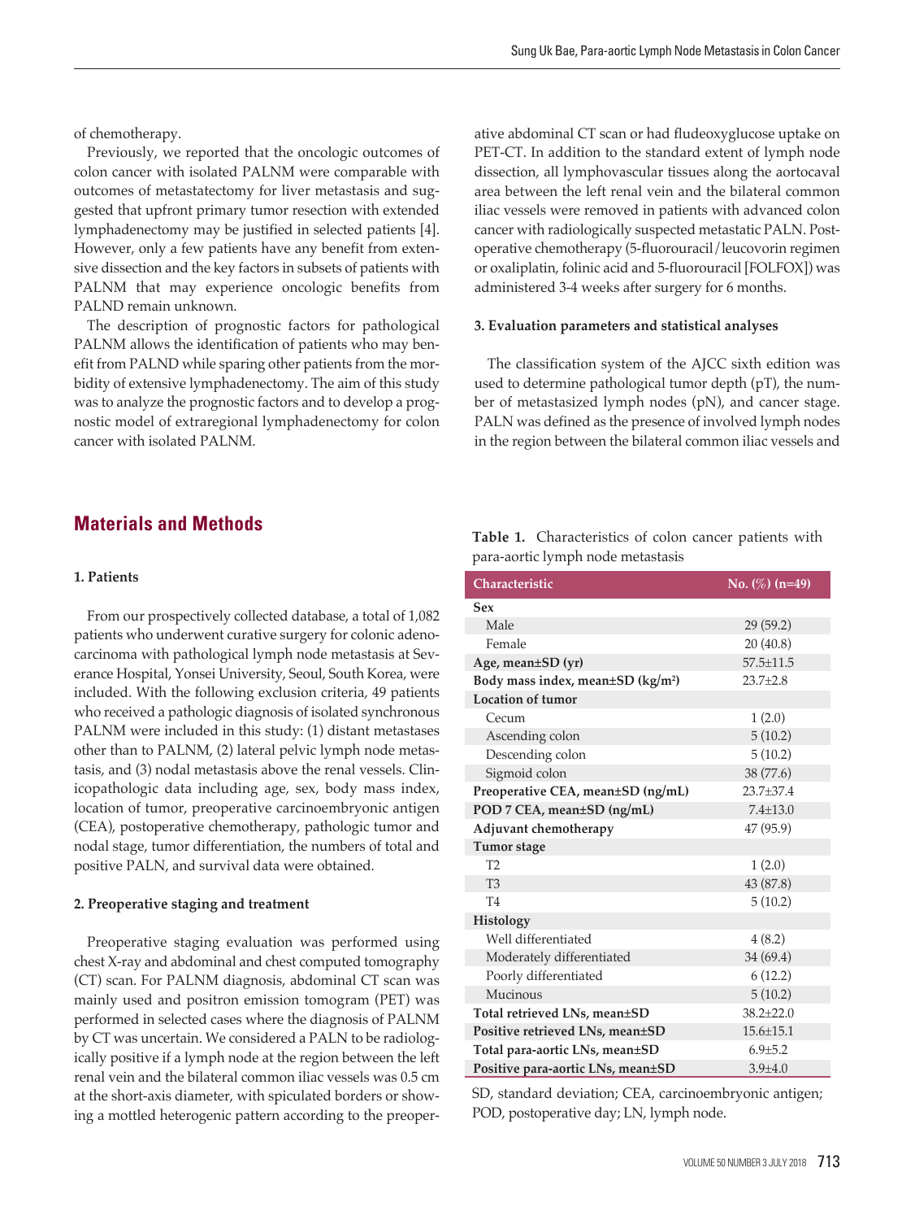of chemotherapy.

Previously, we reported that the oncologic outcomes of colon cancer with isolated PALNM were comparable with outcomes of metastatectomy for liver metastasis and suggested that upfront primary tumor resection with extended lymphadenectomy may be justified in selected patients [4]. However, only a few patients have any benefit from extensive dissection and the key factors in subsets of patients with PALNM that may experience oncologic benefits from PALND remain unknown.

The description of prognostic factors for pathological PALNM allows the identification of patients who may benefit from PALND while sparing other patients from the morbidity of extensive lymphadenectomy. The aim of this study was to analyze the prognostic factors and to develop a prognostic model of extraregional lymphadenectomy for colon cancer with isolated PALNM.

## Materials and Methods

### 1. Patients

From our prospectively collected database, a total of 1,082 patients who underwent curative surgery for colonic adenocarcinoma with pathological lymph node metastasis at Severance Hospital, Yonsei University, Seoul, South Korea, were included. With the following exclusion criteria, 49 patients who received a pathologic diagnosis of isolated synchronous PALNM were included in this study: (1) distant metastases other than to PALNM, (2) lateral pelvic lymph node metastasis, and (3) nodal metastasis above the renal vessels. Clinicopathologic data including age, sex, body mass index, location of tumor, preoperative carcinoembryonic antigen (CEA), postoperative chemotherapy, pathologic tumor and nodal stage, tumor differentiation, the numbers of total and positive PALN, and survival data were obtained.

### 2. Preoperative staging and treatment

Preoperative staging evaluation was performed using chest X-ray and abdominal and chest computed tomography (CT) scan. For PALNM diagnosis, abdominal CT scan was mainly used and positron emission tomogram (PET) was performed in selected cases where the diagnosis of PALNM by CT was uncertain. We considered a PALN to be radiologically positive if a lymph node at the region between the left renal vein and the bilateral common iliac vessels was 0.5 cm at the short-axis diameter, with spiculated borders or showing a mottled heterogenic pattern according to the preoperative abdominal CT scan or had fludeoxyglucose uptake on PET-CT. In addition to the standard extent of lymph node dissection, all lymphovascular tissues along the aortocaval area between the left renal vein and the bilateral common iliac vessels were removed in patients with advanced colon cancer with radiologically suspected metastatic PALN. Postoperative chemotherapy (5-fluorouracil/leucovorin regimen or oxaliplatin, folinic acid and 5-fluorouracil [FOLFOX]) was administered 3-4 weeks after surgery for 6 months.

### 3. Evaluation parameters and statistical analyses

The classification system of the AJCC sixth edition was used to determine pathological tumor depth (pT), the number of metastasized lymph nodes (pN), and cancer stage. PALN was defined as the presence of involved lymph nodes in the region between the bilateral common iliac vessels and

**Table 1.** Characteristics of colon cancer patients with para-aortic lymph node metastasis

| Characteristic | No. (%) (n=49) |
|---|---|
| **Sex** | |
| Male | 29 (59.2) |
| Female | 20 (40.8) |
| **Age, mean±SD (yr)** | 57.5±11.5 |
| **Body mass index, mean±SD (kg/m²)** | 23.7±2.8 |
| **Location of tumor** | |
| Cecum | 1 (2.0) |
| Ascending colon | 5 (10.2) |
| Descending colon | 5 (10.2) |
| Sigmoid colon | 38 (77.6) |
| **Preoperative CEA, mean±SD (ng/mL)** | 23.7±37.4 |
| **POD 7 CEA, mean±SD (ng/mL)** | 7.4±13.0 |
| **Adjuvant chemotherapy** | 47 (95.9) |
| **Tumor stage** | |
| T2 | 1 (2.0) |
| T3 | 43 (87.8) |
| T4 | 5 (10.2) |
| **Histology** | |
| Well differentiated | 4 (8.2) |
| Moderately differentiated | 34 (69.4) |
| Poorly differentiated | 6 (12.2) |
| Mucinous | 5 (10.2) |
| **Total retrieved LNs, mean±SD** | 38.2±22.0 |
| **Positive retrieved LNs, mean±SD** | 15.6±15.1 |
| **Total para-aortic LNs, mean±SD** | 6.9±5.2 |
| **Positive para-aortic LNs, mean±SD** | 3.9±4.0 |

SD, standard deviation; CEA, carcinoembryonic antigen; POD, postoperative day; LN, lymph node.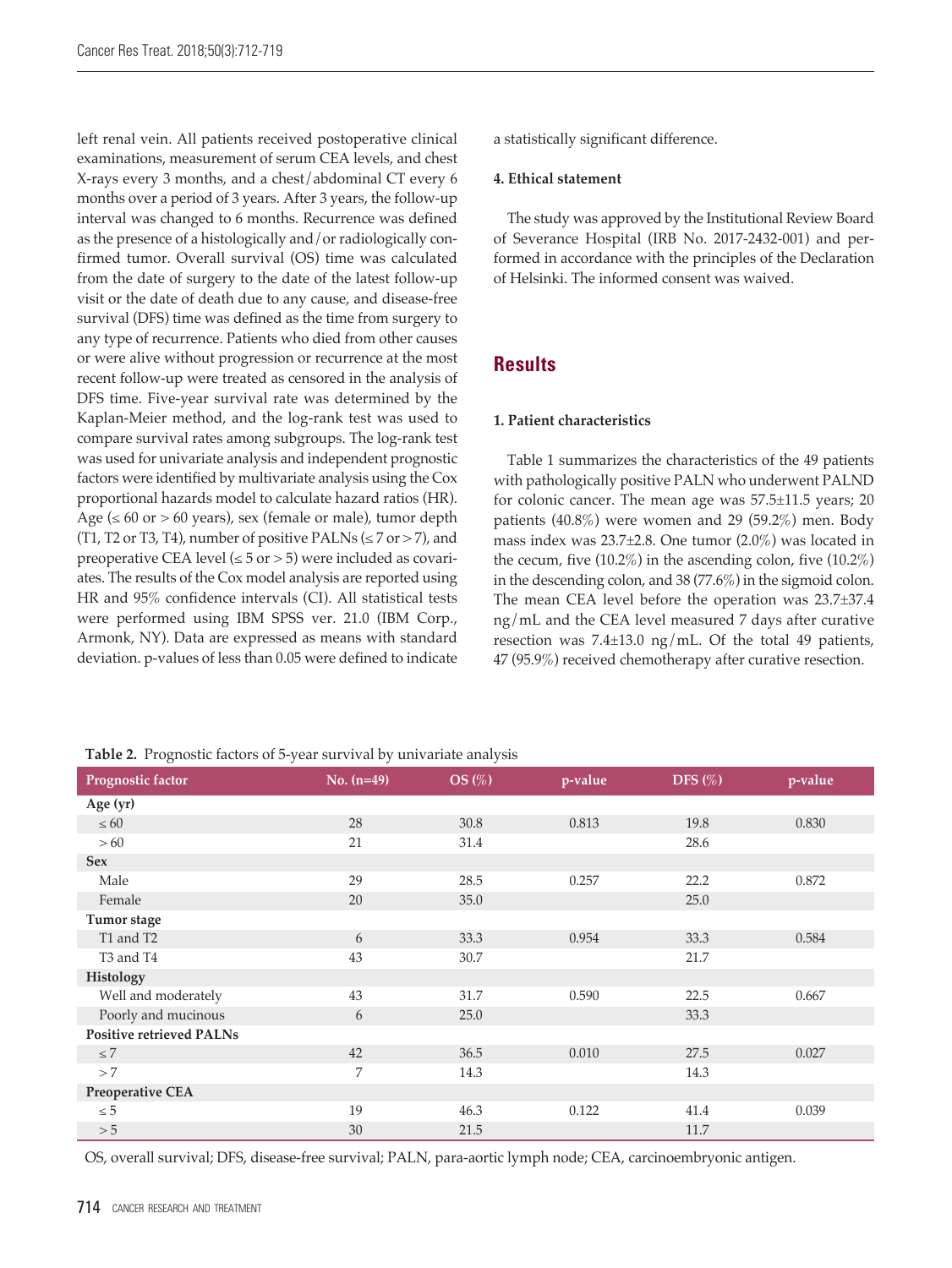left renal vein. All patients received postoperative clinical examinations, measurement of serum CEA levels, and chest X-rays every 3 months, and a chest/abdominal CT every 6 months over a period of 3 years. After 3 years, the follow-up interval was changed to 6 months. Recurrence was defined as the presence of a histologically and/or radiologically confirmed tumor. Overall survival (OS) time was calculated from the date of surgery to the date of the latest follow-up visit or the date of death due to any cause, and disease-free survival (DFS) time was defined as the time from surgery to any type of recurrence. Patients who died from other causes or were alive without progression or recurrence at the most recent follow-up were treated as censored in the analysis of DFS time. Five-year survival rate was determined by the Kaplan-Meier method, and the log-rank test was used to compare survival rates among subgroups. The log-rank test was used for univariate analysis and independent prognostic factors were identified by multivariate analysis using the Cox proportional hazards model to calculate hazard ratios (HR). Age (≤ 60 or > 60 years), sex (female or male), tumor depth (T1, T2 or T3, T4), number of positive PALNs (≤ 7 or > 7), and preoperative CEA level (≤ 5 or > 5) were included as covariates. The results of the Cox model analysis are reported using HR and 95% confidence intervals (CI). All statistical tests were performed using IBM SPSS ver. 21.0 (IBM Corp., Armonk, NY). Data are expressed as means with standard deviation. p-values of less than 0.05 were defined to indicate a statistically significant difference.

#### 4. Ethical statement

The study was approved by the Institutional Review Board of Severance Hospital (IRB No. 2017-2432-001) and performed in accordance with the principles of the Declaration of Helsinki. The informed consent was waived.

## Results

#### 1. Patient characteristics

Table 1 summarizes the characteristics of the 49 patients with pathologically positive PALN who underwent PALND for colonic cancer. The mean age was 57.5±11.5 years; 20 patients (40.8%) were women and 29 (59.2%) men. Body mass index was 23.7±2.8. One tumor (2.0%) was located in the cecum, five (10.2%) in the ascending colon, five (10.2%) in the descending colon, and 38 (77.6%) in the sigmoid colon. The mean CEA level before the operation was 23.7±37.4 ng/mL and the CEA level measured 7 days after curative resection was 7.4±13.0 ng/mL. Of the total 49 patients, 47 (95.9%) received chemotherapy after curative resection.

**Table 2.** Prognostic factors of 5-year survival by univariate analysis

| Prognostic factor | No. (n=49) | OS (%) | p-value | DFS (%) | p-value |
|---|---|---|---|---|---|
| **Age (yr)** | | | | | |
| ≤ 60 | 28 | 30.8 | 0.813 | 19.8 | 0.830 |
| > 60 | 21 | 31.4 | | 28.6 | |
| **Sex** | | | | | |
| Male | 29 | 28.5 | 0.257 | 22.2 | 0.872 |
| Female | 20 | 35.0 | | 25.0 | |
| **Tumor stage** | | | | | |
| T1 and T2 | 6 | 33.3 | 0.954 | 33.3 | 0.584 |
| T3 and T4 | 43 | 30.7 | | 21.7 | |
| **Histology** | | | | | |
| Well and moderately | 43 | 31.7 | 0.590 | 22.5 | 0.667 |
| Poorly and mucinous | 6 | 25.0 | | 33.3 | |
| **Positive retrieved PALNs** | | | | | |
| ≤ 7 | 42 | 36.5 | 0.010 | 27.5 | 0.027 |
| > 7 | 7 | 14.3 | | 14.3 | |
| **Preoperative CEA** | | | | | |
| ≤ 5 | 19 | 46.3 | 0.122 | 41.4 | 0.039 |
| > 5 | 30 | 21.5 | | 11.7 | |

OS, overall survival; DFS, disease-free survival; PALN, para-aortic lymph node; CEA, carcinoembryonic antigen.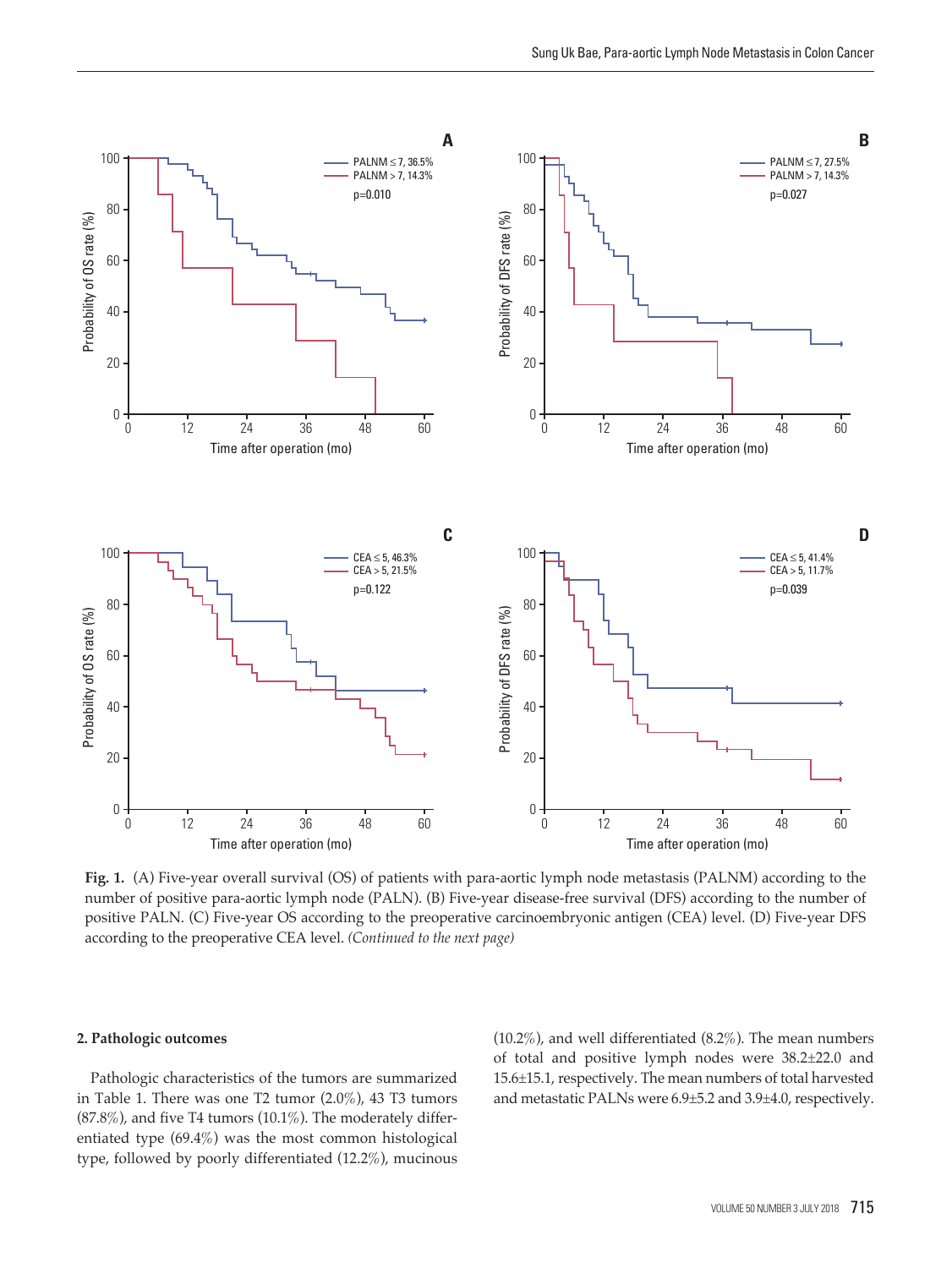**Fig. 1.** (A) Five-year overall survival (OS) of patients with para-aortic lymph node metastasis (PALNM) according to the number of positive para-aortic lymph node (PALN). (B) Five-year disease-free survival (DFS) according to the number of positive PALN. (C) Five-year OS according to the preoperative carcinoembryonic antigen (CEA) level. (D) Five-year DFS according to the preoperative CEA level. *(Continued to the next page)*

**2. Pathologic outcomes**

Pathologic characteristics of the tumors are summarized in Table 1. There was one T2 tumor (2.0%), 43 T3 tumors (87.8%), and five T4 tumors (10.1%). The moderately differentiated type (69.4%) was the most common histological type, followed by poorly differentiated (12.2%), mucinous (10.2%), and well differentiated (8.2%). The mean numbers of total and positive lymph nodes were 38.2±22.0 and 15.6±15.1, respectively. The mean numbers of total harvested and metastatic PALNs were 6.9±5.2 and 3.9±4.0, respectively.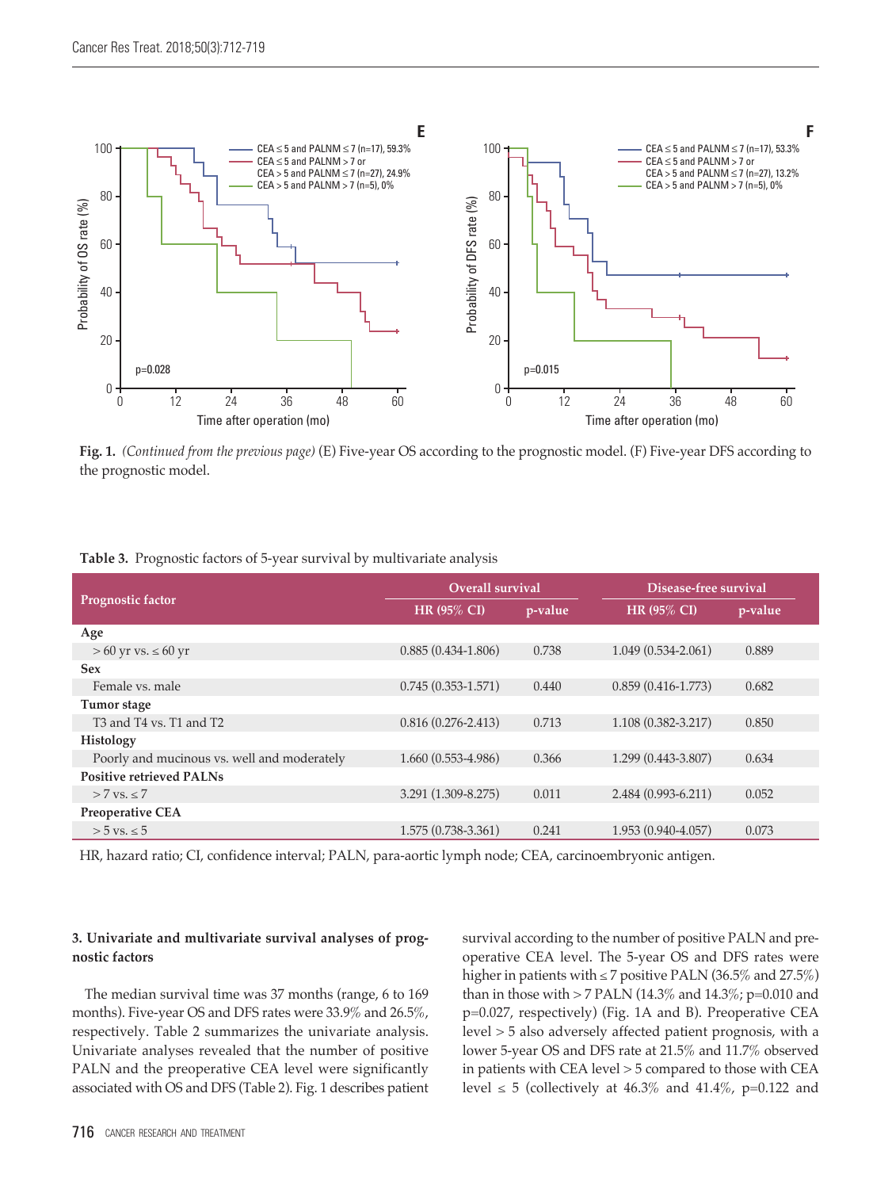Fig. 1. *(Continued from the previous page)* (E) Five-year OS according to the prognostic model. (F) Five-year DFS according to the prognostic model.

**Table 3.** Prognostic factors of 5-year survival by multivariate analysis

| Prognostic factor | Overall survival | | Disease-free survival | |
|---|---|---|---|---|
| | HR (95% CI) | p-value | HR (95% CI) | p-value |
| **Age** | | | | |
| > 60 yr vs. ≤ 60 yr | 0.885 (0.434-1.806) | 0.738 | 1.049 (0.534-2.061) | 0.889 |
| **Sex** | | | | |
| Female vs. male | 0.745 (0.353-1.571) | 0.440 | 0.859 (0.416-1.773) | 0.682 |
| **Tumor stage** | | | | |
| T3 and T4 vs. T1 and T2 | 0.816 (0.276-2.413) | 0.713 | 1.108 (0.382-3.217) | 0.850 |
| **Histology** | | | | |
| Poorly and mucinous vs. well and moderately | 1.660 (0.553-4.986) | 0.366 | 1.299 (0.443-3.807) | 0.634 |
| **Positive retrieved PALNs** | | | | |
| > 7 vs. ≤ 7 | 3.291 (1.309-8.275) | 0.011 | 2.484 (0.993-6.211) | 0.052 |
| **Preoperative CEA** | | | | |
| > 5 vs. ≤ 5 | 1.575 (0.738-3.361) | 0.241 | 1.953 (0.940-4.057) | 0.073 |

HR, hazard ratio; CI, confidence interval; PALN, para-aortic lymph node; CEA, carcinoembryonic antigen.

### 3. Univariate and multivariate survival analyses of prognostic factors

The median survival time was 37 months (range, 6 to 169 months). Five-year OS and DFS rates were 33.9% and 26.5%, respectively. Table 2 summarizes the univariate analysis. Univariate analyses revealed that the number of positive PALN and the preoperative CEA level were significantly associated with OS and DFS (Table 2). Fig. 1 describes patient survival according to the number of positive PALN and preoperative CEA level. The 5-year OS and DFS rates were higher in patients with ≤ 7 positive PALN (36.5% and 27.5%) than in those with > 7 PALN (14.3% and 14.3%; p=0.010 and p=0.027, respectively) (Fig. 1A and B). Preoperative CEA level > 5 also adversely affected patient prognosis, with a lower 5-year OS and DFS rate at 21.5% and 11.7% observed in patients with CEA level > 5 compared to those with CEA level ≤ 5 (collectively at 46.3% and 41.4%, p=0.122 and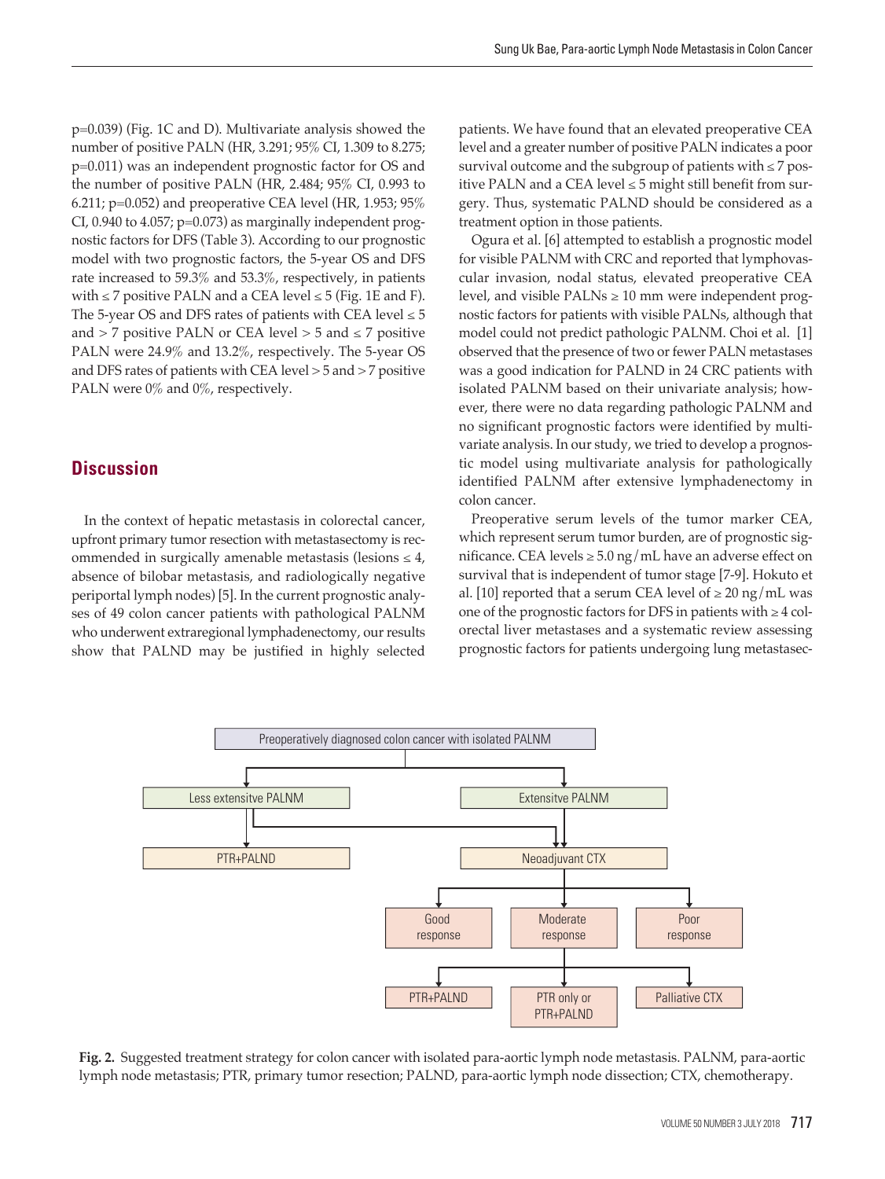p=0.039) (Fig. 1C and D). Multivariate analysis showed the number of positive PALN (HR, 3.291; 95% CI, 1.309 to 8.275; p=0.011) was an independent prognostic factor for OS and the number of positive PALN (HR, 2.484; 95% CI, 0.993 to 6.211; p=0.052) and preoperative CEA level (HR, 1.953; 95% CI, 0.940 to 4.057; p=0.073) as marginally independent prognostic factors for DFS (Table 3). According to our prognostic model with two prognostic factors, the 5-year OS and DFS rate increased to 59.3% and 53.3%, respectively, in patients with ≤ 7 positive PALN and a CEA level ≤ 5 (Fig. 1E and F). The 5-year OS and DFS rates of patients with CEA level ≤ 5 and > 7 positive PALN or CEA level > 5 and ≤ 7 positive PALN were 24.9% and 13.2%, respectively. The 5-year OS and DFS rates of patients with CEA level > 5 and > 7 positive PALN were 0% and 0%, respectively.

## Discussion

In the context of hepatic metastasis in colorectal cancer, upfront primary tumor resection with metastasectomy is recommended in surgically amenable metastasis (lesions ≤ 4, absence of bilobar metastasis, and radiologically negative periportal lymph nodes) [5]. In the current prognostic analyses of 49 colon cancer patients with pathological PALNM who underwent extraregional lymphadenectomy, our results show that PALND may be justified in highly selected patients. We have found that an elevated preoperative CEA level and a greater number of positive PALN indicates a poor survival outcome and the subgroup of patients with ≤ 7 positive PALN and a CEA level ≤ 5 might still benefit from surgery. Thus, systematic PALND should be considered as a treatment option in those patients.

Ogura et al. [6] attempted to establish a prognostic model for visible PALNM with CRC and reported that lymphovascular invasion, nodal status, elevated preoperative CEA level, and visible PALNs ≥ 10 mm were independent prognostic factors for patients with visible PALNs, although that model could not predict pathologic PALNM. Choi et al. [1] observed that the presence of two or fewer PALN metastases was a good indication for PALND in 24 CRC patients with isolated PALNM based on their univariate analysis; however, there were no data regarding pathologic PALNM and no significant prognostic factors were identified by multivariate analysis. In our study, we tried to develop a prognostic model using multivariate analysis for pathologically identified PALNM after extensive lymphadenectomy in colon cancer.

Preoperative serum levels of the tumor marker CEA, which represent serum tumor burden, are of prognostic significance. CEA levels ≥ 5.0 ng/mL have an adverse effect on survival that is independent of tumor stage [7-9]. Hokuto et al. [10] reported that a serum CEA level of ≥ 20 ng/mL was one of the prognostic factors for DFS in patients with ≥ 4 colorectal liver metastases and a systematic review assessing prognostic factors for patients undergoing lung metastasec-

Preoperatively diagnosed colon cancer with isolated PALNM → Less extensitve PALNM → PTR+PALND (or Neoadjuvant CTX); Extensitve PALNM → Neoadjuvant CTX → Good response / Moderate response / Poor response → PTR+PALND / PTR only or PTR+PALND / Palliative CTX

**Fig. 2.** Suggested treatment strategy for colon cancer with isolated para-aortic lymph node metastasis. PALNM, para-aortic lymph node metastasis; PTR, primary tumor resection; PALND, para-aortic lymph node dissection; CTX, chemotherapy.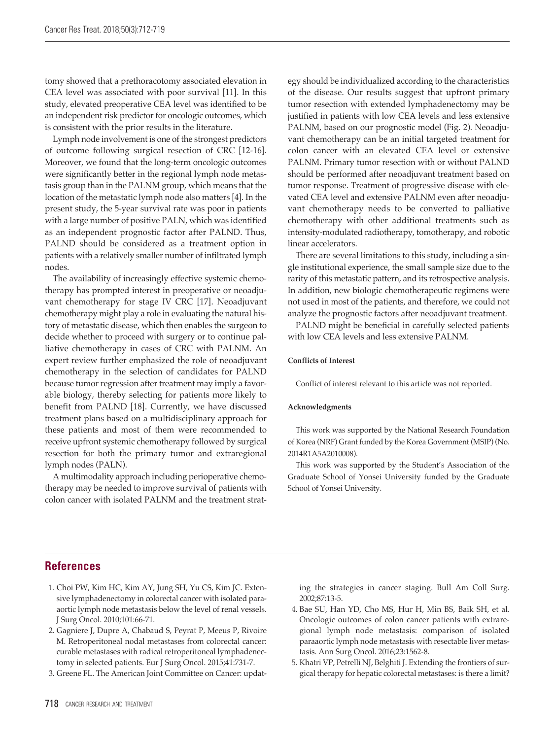tomy showed that a prethoracotomy associated elevation in CEA level was associated with poor survival [11]. In this study, elevated preoperative CEA level was identified to be an independent risk predictor for oncologic outcomes, which is consistent with the prior results in the literature.

Lymph node involvement is one of the strongest predictors of outcome following surgical resection of CRC [12-16]. Moreover, we found that the long-term oncologic outcomes were significantly better in the regional lymph node metastasis group than in the PALNM group, which means that the location of the metastatic lymph node also matters [4]. In the present study, the 5-year survival rate was poor in patients with a large number of positive PALN, which was identified as an independent prognostic factor after PALND. Thus, PALND should be considered as a treatment option in patients with a relatively smaller number of infiltrated lymph nodes.

The availability of increasingly effective systemic chemotherapy has prompted interest in preoperative or neoadjuvant chemotherapy for stage IV CRC [17]. Neoadjuvant chemotherapy might play a role in evaluating the natural history of metastatic disease, which then enables the surgeon to decide whether to proceed with surgery or to continue palliative chemotherapy in cases of CRC with PALNM. An expert review further emphasized the role of neoadjuvant chemotherapy in the selection of candidates for PALND because tumor regression after treatment may imply a favorable biology, thereby selecting for patients more likely to benefit from PALND [18]. Currently, we have discussed treatment plans based on a multidisciplinary approach for these patients and most of them were recommended to receive upfront systemic chemotherapy followed by surgical resection for both the primary tumor and extraregional lymph nodes (PALN).

A multimodality approach including perioperative chemotherapy may be needed to improve survival of patients with colon cancer with isolated PALNM and the treatment strategy should be individualized according to the characteristics of the disease. Our results suggest that upfront primary tumor resection with extended lymphadenectomy may be justified in patients with low CEA levels and less extensive PALNM, based on our prognostic model (Fig. 2). Neoadjuvant chemotherapy can be an initial targeted treatment for colon cancer with an elevated CEA level or extensive PALNM. Primary tumor resection with or without PALND should be performed after neoadjuvant treatment based on tumor response. Treatment of progressive disease with elevated CEA level and extensive PALNM even after neoadjuvant chemotherapy needs to be converted to palliative chemotherapy with other additional treatments such as intensity-modulated radiotherapy, tomotherapy, and robotic linear accelerators.

There are several limitations to this study, including a single institutional experience, the small sample size due to the rarity of this metastatic pattern, and its retrospective analysis. In addition, new biologic chemotherapeutic regimens were not used in most of the patients, and therefore, we could not analyze the prognostic factors after neoadjuvant treatment.

PALND might be beneficial in carefully selected patients with low CEA levels and less extensive PALNM.

**Conflicts of Interest**

Conflict of interest relevant to this article was not reported.

**Acknowledgments**

This work was supported by the National Research Foundation of Korea (NRF) Grant funded by the Korea Government (MSIP) (No. 2014R1A5A2010008).

This work was supported by the Student's Association of the Graduate School of Yonsei University funded by the Graduate School of Yonsei University.

## References

1. Choi PW, Kim HC, Kim AY, Jung SH, Yu CS, Kim JC. Extensive lymphadenectomy in colorectal cancer with isolated paraaortic lymph node metastasis below the level of renal vessels. J Surg Oncol. 2010;101:66-71.
2. Gagniere J, Dupre A, Chabaud S, Peyrat P, Meeus P, Rivoire M. Retroperitoneal nodal metastases from colorectal cancer: curable metastases with radical retroperitoneal lymphadenectomy in selected patients. Eur J Surg Oncol. 2015;41:731-7.
3. Greene FL. The American Joint Committee on Cancer: updating the strategies in cancer staging. Bull Am Coll Surg. 2002;87:13-5.
4. Bae SU, Han YD, Cho MS, Hur H, Min BS, Baik SH, et al. Oncologic outcomes of colon cancer patients with extraregional lymph node metastasis: comparison of isolated paraaortic lymph node metastasis with resectable liver metastasis. Ann Surg Oncol. 2016;23:1562-8.
5. Khatri VP, Petrelli NJ, Belghiti J. Extending the frontiers of surgical therapy for hepatic colorectal metastases: is there a limit?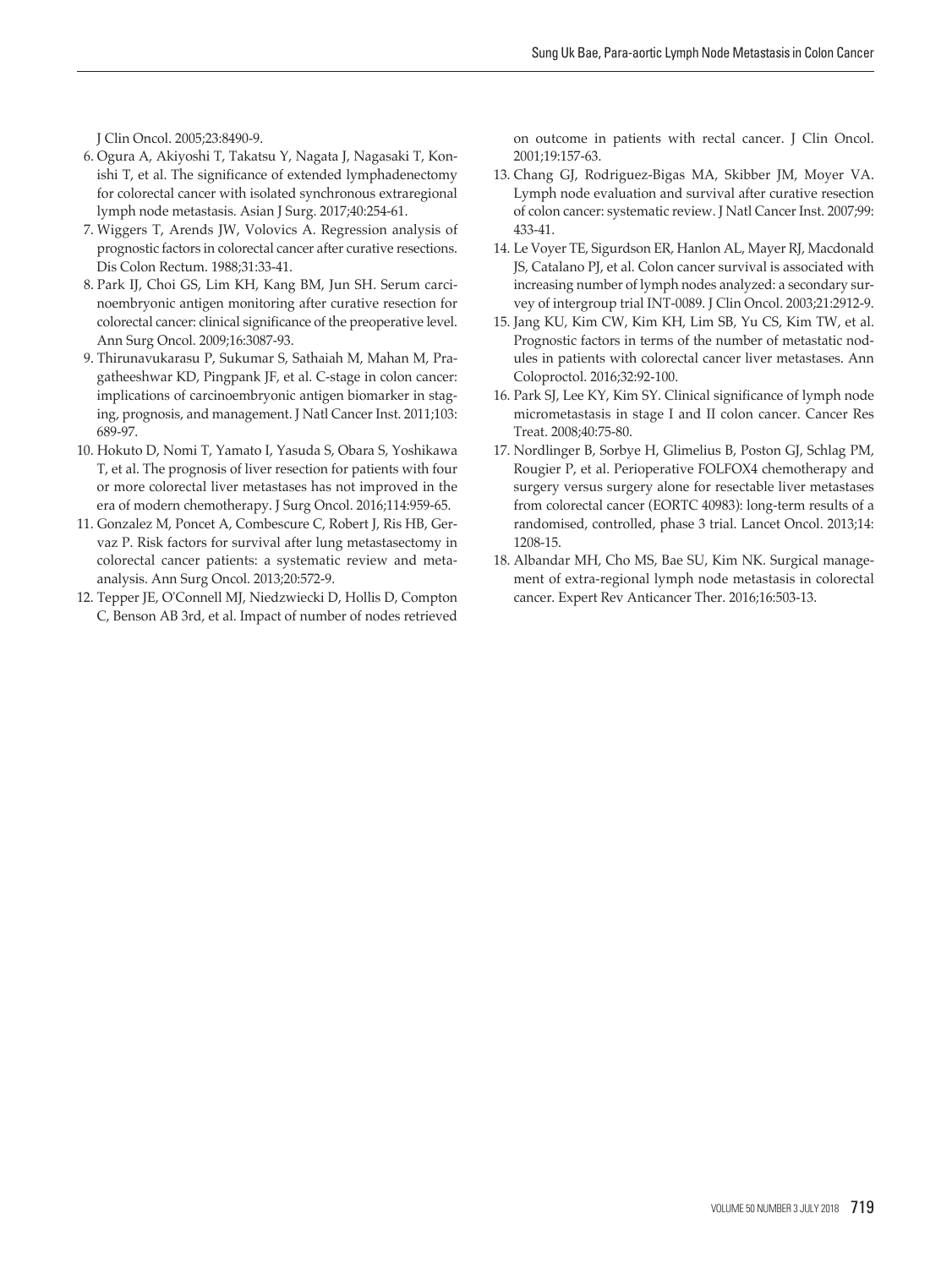J Clin Oncol. 2005;23:8490-9.

6. Ogura A, Akiyoshi T, Takatsu Y, Nagata J, Nagasaki T, Konishi T, et al. The significance of extended lymphadenectomy for colorectal cancer with isolated synchronous extraregional lymph node metastasis. Asian J Surg. 2017;40:254-61.
7. Wiggers T, Arends JW, Volovics A. Regression analysis of prognostic factors in colorectal cancer after curative resections. Dis Colon Rectum. 1988;31:33-41.
8. Park IJ, Choi GS, Lim KH, Kang BM, Jun SH. Serum carcinoembryonic antigen monitoring after curative resection for colorectal cancer: clinical significance of the preoperative level. Ann Surg Oncol. 2009;16:3087-93.
9. Thirunavukarasu P, Sukumar S, Sathaiah M, Mahan M, Pragatheeshwar KD, Pingpank JF, et al. C-stage in colon cancer: implications of carcinoembryonic antigen biomarker in staging, prognosis, and management. J Natl Cancer Inst. 2011;103: 689-97.
10. Hokuto D, Nomi T, Yamato I, Yasuda S, Obara S, Yoshikawa T, et al. The prognosis of liver resection for patients with four or more colorectal liver metastases has not improved in the era of modern chemotherapy. J Surg Oncol. 2016;114:959-65.
11. Gonzalez M, Poncet A, Combescure C, Robert J, Ris HB, Gervaz P. Risk factors for survival after lung metastasectomy in colorectal cancer patients: a systematic review and meta-analysis. Ann Surg Oncol. 2013;20:572-9.
12. Tepper JE, O'Connell MJ, Niedzwiecki D, Hollis D, Compton C, Benson AB 3rd, et al. Impact of number of nodes retrieved on outcome in patients with rectal cancer. J Clin Oncol. 2001;19:157-63.
13. Chang GJ, Rodriguez-Bigas MA, Skibber JM, Moyer VA. Lymph node evaluation and survival after curative resection of colon cancer: systematic review. J Natl Cancer Inst. 2007;99: 433-41.
14. Le Voyer TE, Sigurdson ER, Hanlon AL, Mayer RJ, Macdonald JS, Catalano PJ, et al. Colon cancer survival is associated with increasing number of lymph nodes analyzed: a secondary survey of intergroup trial INT-0089. J Clin Oncol. 2003;21:2912-9.
15. Jang KU, Kim CW, Kim KH, Lim SB, Yu CS, Kim TW, et al. Prognostic factors in terms of the number of metastatic nodules in patients with colorectal cancer liver metastases. Ann Coloproctol. 2016;32:92-100.
16. Park SJ, Lee KY, Kim SY. Clinical significance of lymph node micrometastasis in stage I and II colon cancer. Cancer Res Treat. 2008;40:75-80.
17. Nordlinger B, Sorbye H, Glimelius B, Poston GJ, Schlag PM, Rougier P, et al. Perioperative FOLFOX4 chemotherapy and surgery versus surgery alone for resectable liver metastases from colorectal cancer (EORTC 40983): long-term results of a randomised, controlled, phase 3 trial. Lancet Oncol. 2013;14: 1208-15.
18. Albandar MH, Cho MS, Bae SU, Kim NK. Surgical management of extra-regional lymph node metastasis in colorectal cancer. Expert Rev Anticancer Ther. 2016;16:503-13.